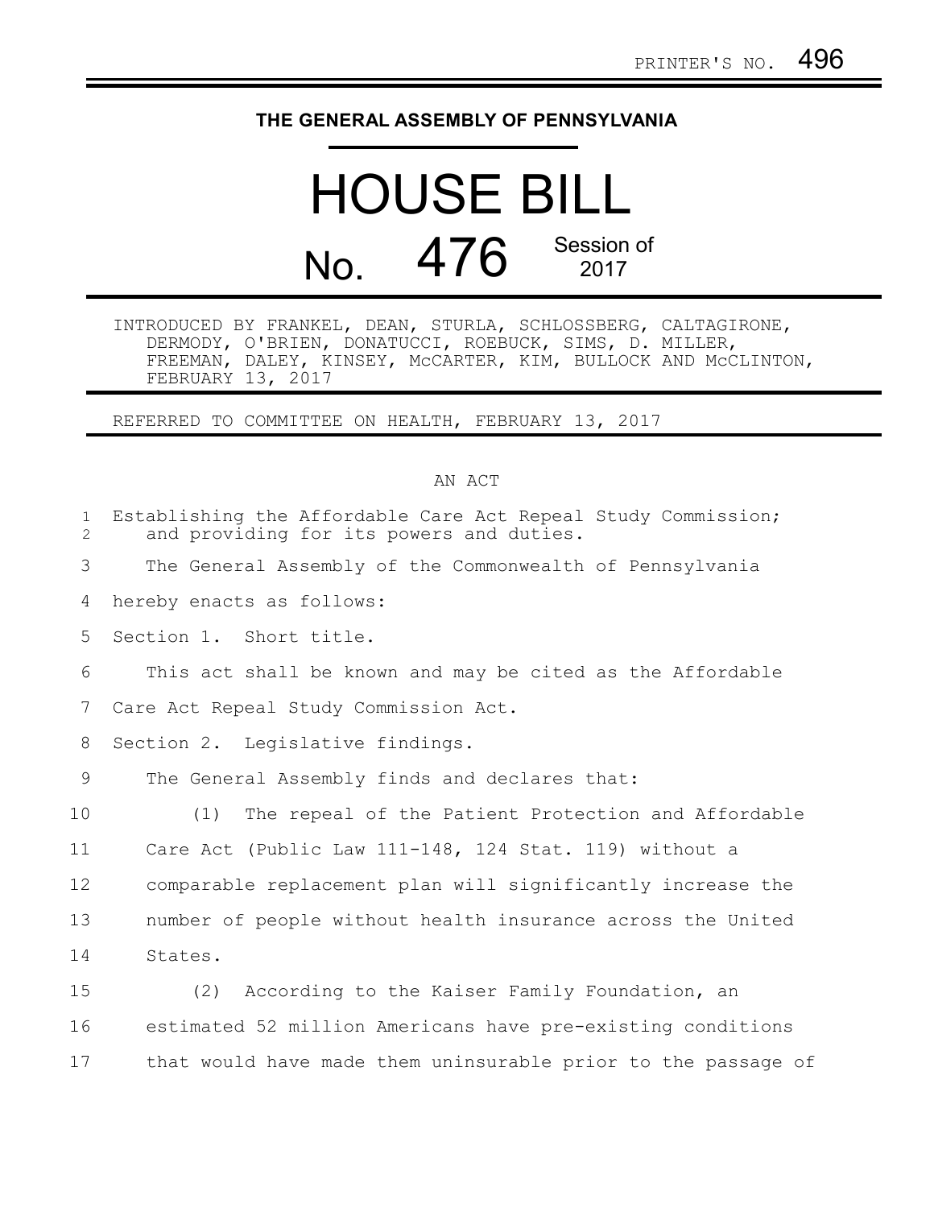PRINTER'S NO. 496

# THE GENERAL ASSEMBLY OF PENNSYLVANIA

# HOUSE BILL

## No. 476 Session of 2017

INTRODUCED BY FRANKEL, DEAN, STURLA, SCHLOSSBERG, CALTAGIRONE, DERMODY, O'BRIEN, DONATUCCI, ROEBUCK, SIMS, D. MILLER, FREEMAN, DALEY, KINSEY, McCARTER, KIM, BULLOCK AND McCLINTON, FEBRUARY 13, 2017

REFERRED TO COMMITTEE ON HEALTH, FEBRUARY 13, 2017

AN ACT

Establishing the Affordable Care Act Repeal Study Commission; and providing for its powers and duties.

The General Assembly of the Commonwealth of Pennsylvania hereby enacts as follows:

Section 1. Short title.

This act shall be known and may be cited as the Affordable Care Act Repeal Study Commission Act.

Section 2. Legislative findings.

The General Assembly finds and declares that:

(1) The repeal of the Patient Protection and Affordable Care Act (Public Law 111-148, 124 Stat. 119) without a comparable replacement plan will significantly increase the number of people without health insurance across the United States.

(2) According to the Kaiser Family Foundation, an estimated 52 million Americans have pre-existing conditions that would have made them uninsurable prior to the passage of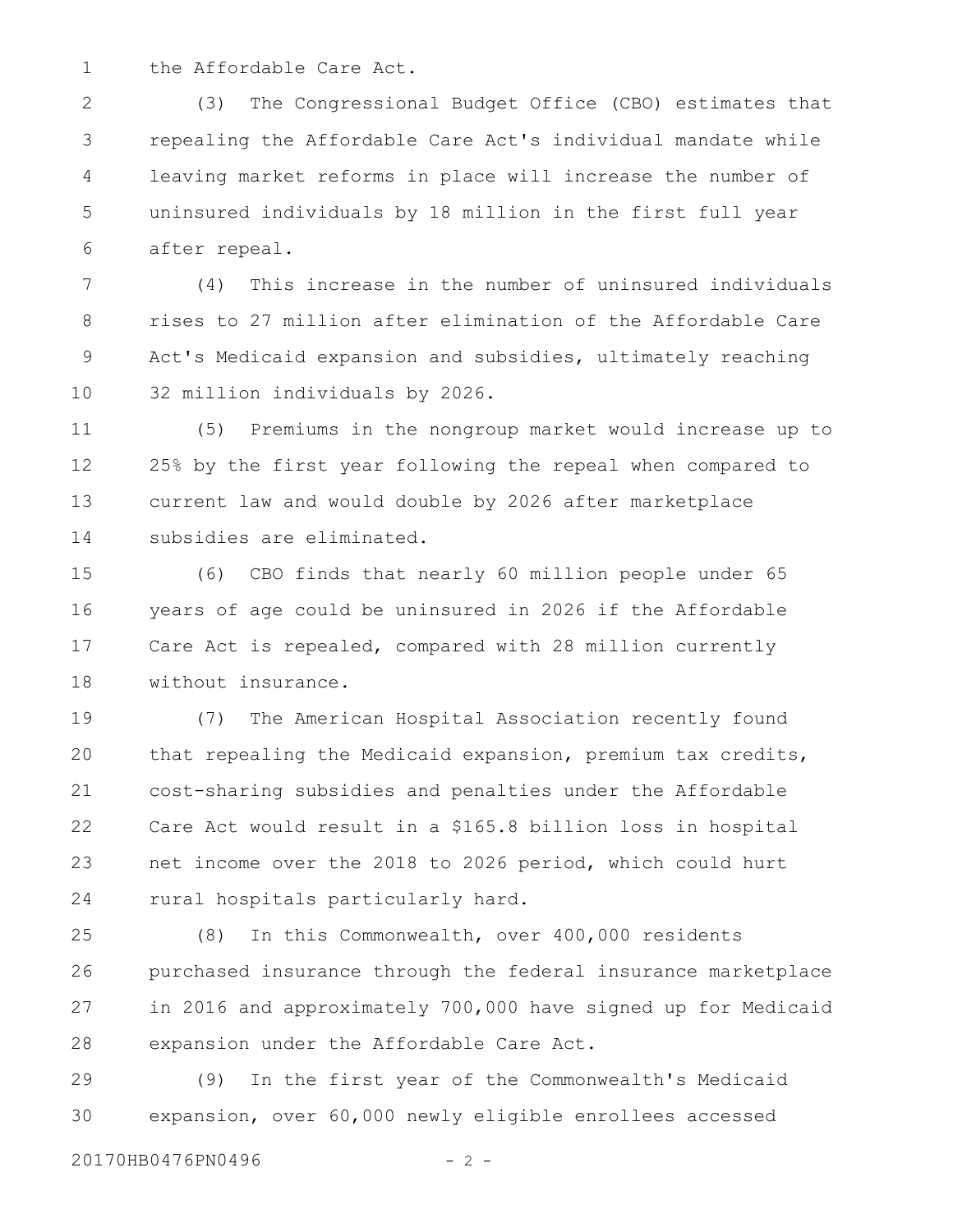the Affordable Care Act.

(3) The Congressional Budget Office (CBO) estimates that repealing the Affordable Care Act's individual mandate while leaving market reforms in place will increase the number of uninsured individuals by 18 million in the first full year after repeal.

(4) This increase in the number of uninsured individuals rises to 27 million after elimination of the Affordable Care Act's Medicaid expansion and subsidies, ultimately reaching 32 million individuals by 2026.

(5) Premiums in the nongroup market would increase up to 25% by the first year following the repeal when compared to current law and would double by 2026 after marketplace subsidies are eliminated.

(6) CBO finds that nearly 60 million people under 65 years of age could be uninsured in 2026 if the Affordable Care Act is repealed, compared with 28 million currently without insurance.

(7) The American Hospital Association recently found that repealing the Medicaid expansion, premium tax credits, cost-sharing subsidies and penalties under the Affordable Care Act would result in a $165.8 billion loss in hospital net income over the 2018 to 2026 period, which could hurt rural hospitals particularly hard.

(8) In this Commonwealth, over 400,000 residents purchased insurance through the federal insurance marketplace in 2016 and approximately 700,000 have signed up for Medicaid expansion under the Affordable Care Act.

(9) In the first year of the Commonwealth's Medicaid expansion, over 60,000 newly eligible enrollees accessed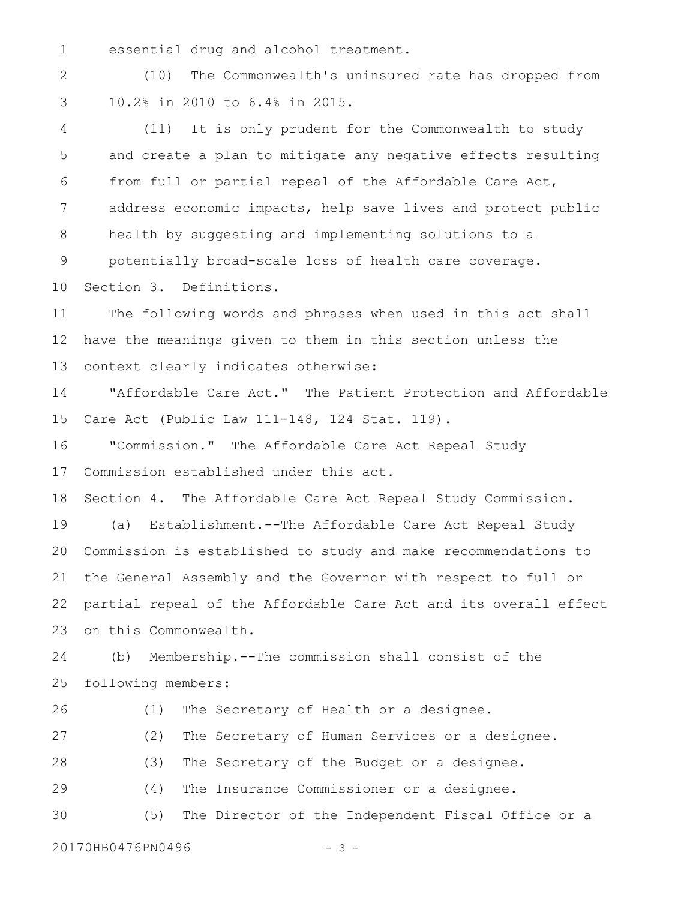essential drug and alcohol treatment.

(10) The Commonwealth's uninsured rate has dropped from 10.2% in 2010 to 6.4% in 2015.

(11) It is only prudent for the Commonwealth to study and create a plan to mitigate any negative effects resulting from full or partial repeal of the Affordable Care Act, address economic impacts, help save lives and protect public health by suggesting and implementing solutions to a potentially broad-scale loss of health care coverage.

Section 3. Definitions.

The following words and phrases when used in this act shall have the meanings given to them in this section unless the context clearly indicates otherwise:

"Affordable Care Act." The Patient Protection and Affordable Care Act (Public Law 111-148, 124 Stat. 119).

"Commission." The Affordable Care Act Repeal Study Commission established under this act.

Section 4. The Affordable Care Act Repeal Study Commission.

(a) Establishment.--The Affordable Care Act Repeal Study Commission is established to study and make recommendations to the General Assembly and the Governor with respect to full or partial repeal of the Affordable Care Act and its overall effect on this Commonwealth.

(b) Membership.--The commission shall consist of the following members:

(1) The Secretary of Health or a designee.

(2) The Secretary of Human Services or a designee.

(3) The Secretary of the Budget or a designee.

(4) The Insurance Commissioner or a designee.

(5) The Director of the Independent Fiscal Office or a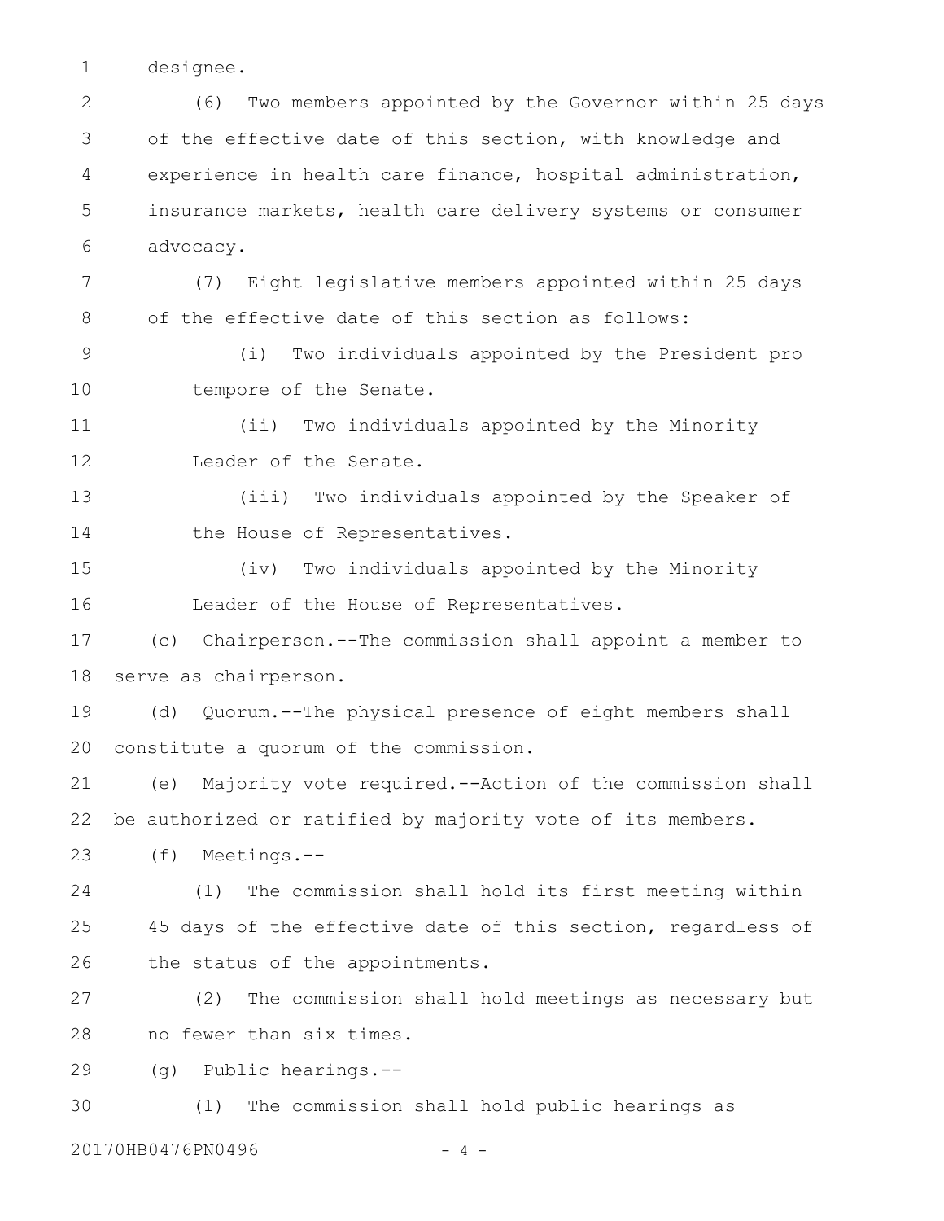designee.

(6) Two members appointed by the Governor within 25 days of the effective date of this section, with knowledge and experience in health care finance, hospital administration, insurance markets, health care delivery systems or consumer advocacy.

(7) Eight legislative members appointed within 25 days of the effective date of this section as follows:

(i) Two individuals appointed by the President pro tempore of the Senate.

(ii) Two individuals appointed by the Minority Leader of the Senate.

(iii) Two individuals appointed by the Speaker of the House of Representatives.

(iv) Two individuals appointed by the Minority Leader of the House of Representatives.

(c) Chairperson.--The commission shall appoint a member to serve as chairperson.

(d) Quorum.--The physical presence of eight members shall constitute a quorum of the commission.

(e) Majority vote required.--Action of the commission shall be authorized or ratified by majority vote of its members.

(f) Meetings.--

(1) The commission shall hold its first meeting within 45 days of the effective date of this section, regardless of the status of the appointments.

(2) The commission shall hold meetings as necessary but no fewer than six times.

(g) Public hearings.--

(1) The commission shall hold public hearings as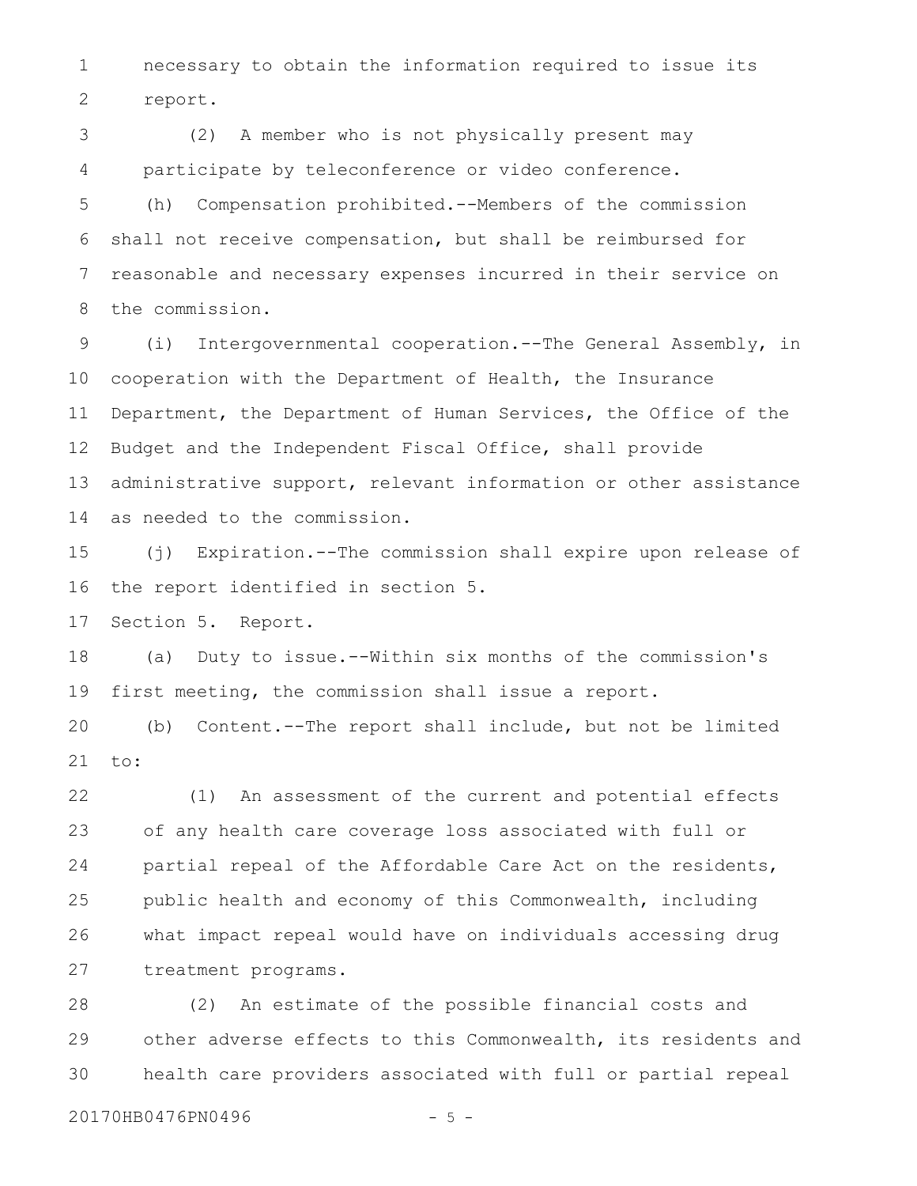necessary to obtain the information required to issue its report.

(2) A member who is not physically present may participate by teleconference or video conference.

(h) Compensation prohibited.--Members of the commission shall not receive compensation, but shall be reimbursed for reasonable and necessary expenses incurred in their service on the commission.

(i) Intergovernmental cooperation.--The General Assembly, in cooperation with the Department of Health, the Insurance Department, the Department of Human Services, the Office of the Budget and the Independent Fiscal Office, shall provide administrative support, relevant information or other assistance as needed to the commission.

(j) Expiration.--The commission shall expire upon release of the report identified in section 5.

Section 5. Report.

(a) Duty to issue.--Within six months of the commission's first meeting, the commission shall issue a report.

(b) Content.--The report shall include, but not be limited to:

(1) An assessment of the current and potential effects of any health care coverage loss associated with full or partial repeal of the Affordable Care Act on the residents, public health and economy of this Commonwealth, including what impact repeal would have on individuals accessing drug treatment programs.

(2) An estimate of the possible financial costs and other adverse effects to this Commonwealth, its residents and health care providers associated with full or partial repeal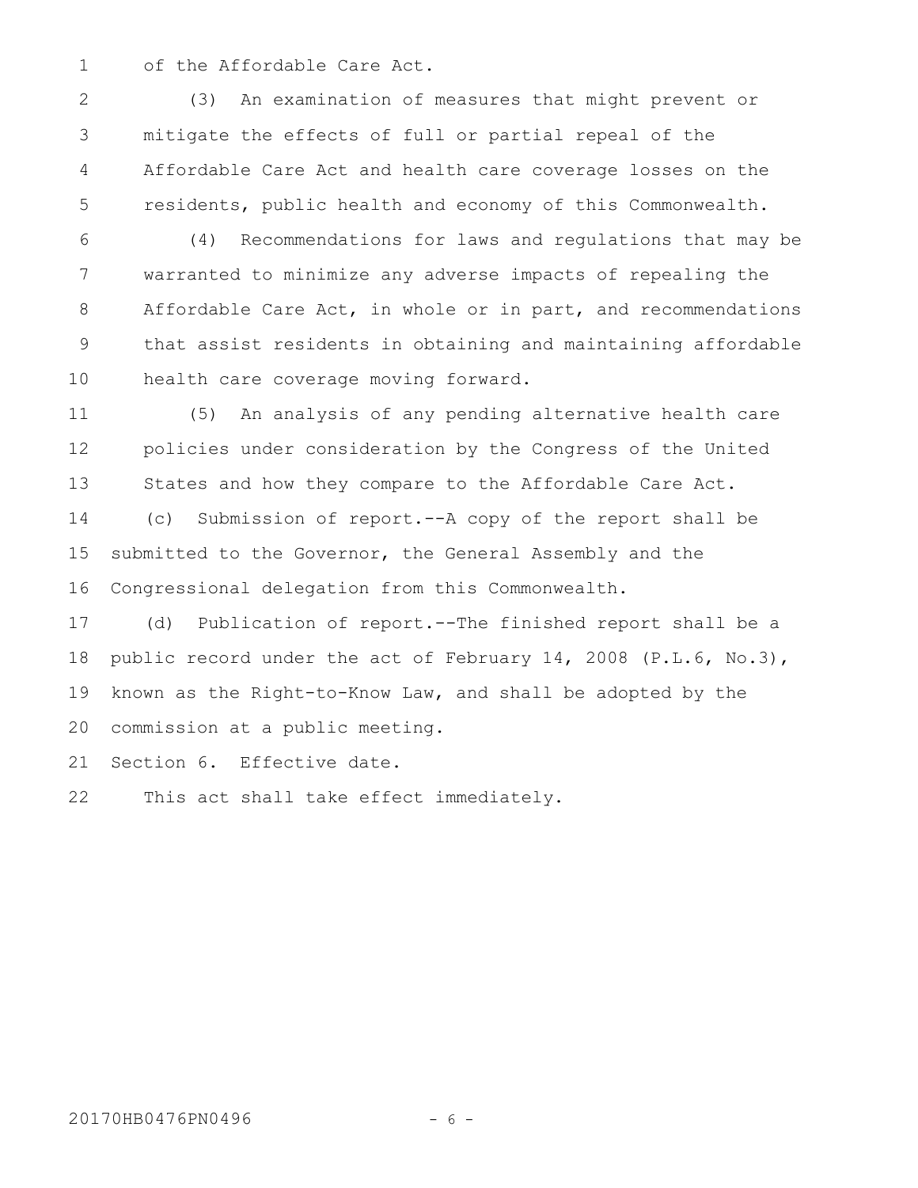of the Affordable Care Act.

(3) An examination of measures that might prevent or mitigate the effects of full or partial repeal of the Affordable Care Act and health care coverage losses on the residents, public health and economy of this Commonwealth.

(4) Recommendations for laws and regulations that may be warranted to minimize any adverse impacts of repealing the Affordable Care Act, in whole or in part, and recommendations that assist residents in obtaining and maintaining affordable health care coverage moving forward.

(5) An analysis of any pending alternative health care policies under consideration by the Congress of the United States and how they compare to the Affordable Care Act.

(c) Submission of report.--A copy of the report shall be submitted to the Governor, the General Assembly and the Congressional delegation from this Commonwealth.

(d) Publication of report.--The finished report shall be a public record under the act of February 14, 2008 (P.L.6, No.3), known as the Right-to-Know Law, and shall be adopted by the commission at a public meeting.

Section 6. Effective date.

This act shall take effect immediately.